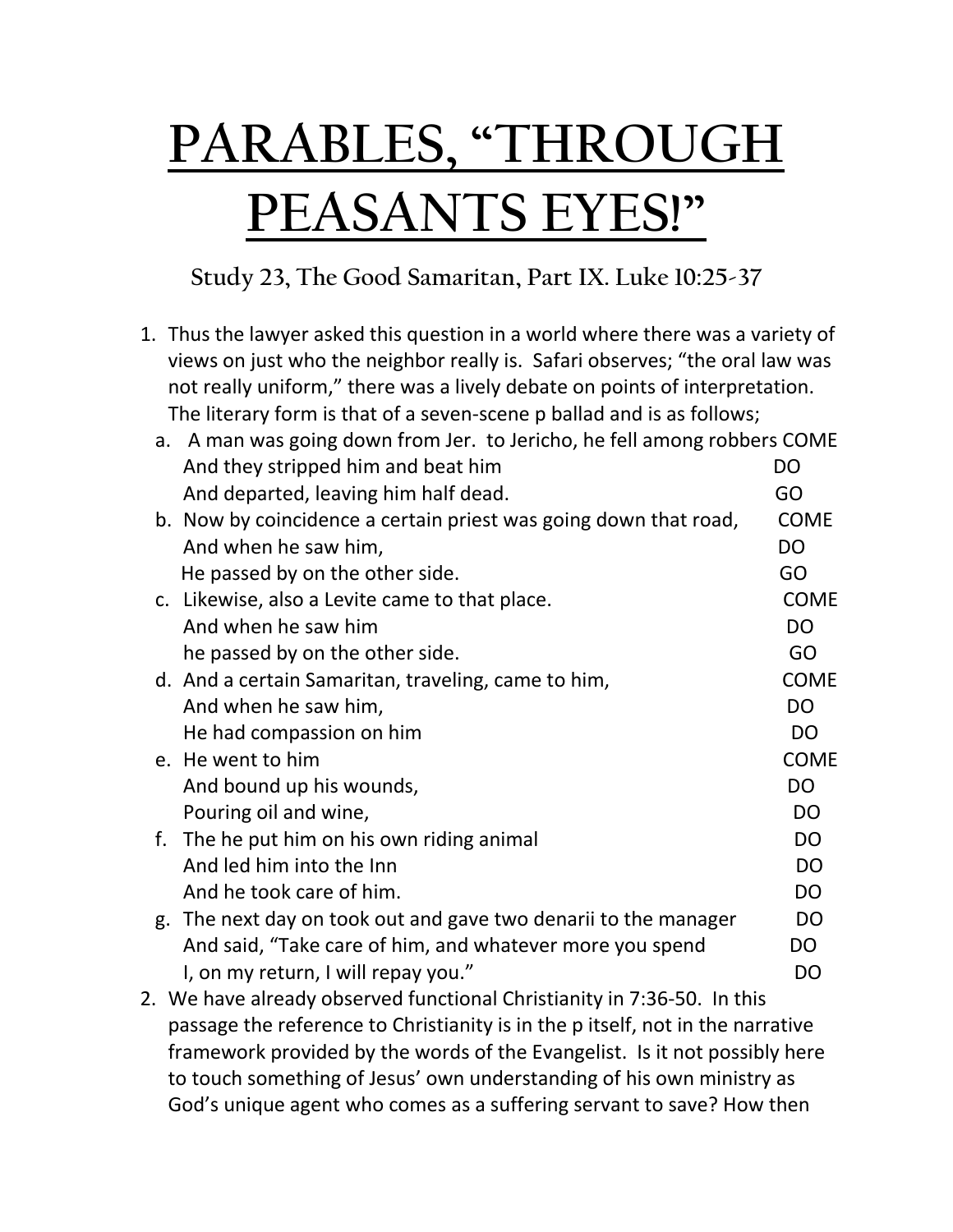# PARABLES, "THROUGH PEASANTS EYES!"

### Study 23, The Good Samaritan, Part IX. Luke 10:25-37

1. Thus the lawyer asked this question in a world where there was a variety of views on just who the neighbor really is. Safari observes; "the oral law was not really uniform," there was a lively debate on points of interpretation. The literary form is that of a seven-scene p ballad and is as follows;
   a. A man was going down from Jer. to Jericho, he fell among robbers COME
      And they stripped him and beat him DO
      And departed, leaving him half dead. GO
   b. Now by coincidence a certain priest was going down that road, COME
      And when he saw him, DO
      He passed by on the other side. GO
   c. Likewise, also a Levite came to that place. COME
      And when he saw him DO
      he passed by on the other side. GO
   d. And a certain Samaritan, traveling, came to him, COME
      And when he saw him, DO
      He had compassion on him DO
   e. He went to him COME
      And bound up his wounds, DO
      Pouring oil and wine, DO
   f. The he put him on his own riding animal DO
      And led him into the Inn DO
      And he took care of him. DO
   g. The next day on took out and gave two denarii to the manager DO
      And said, "Take care of him, and whatever more you spend DO
      I, on my return, I will repay you." DO
2. We have already observed functional Christianity in 7:36-50. In this passage the reference to Christianity is in the p itself, not in the narrative framework provided by the words of the Evangelist. Is it not possibly here to touch something of Jesus' own understanding of his own ministry as God's unique agent who comes as a suffering servant to save? How then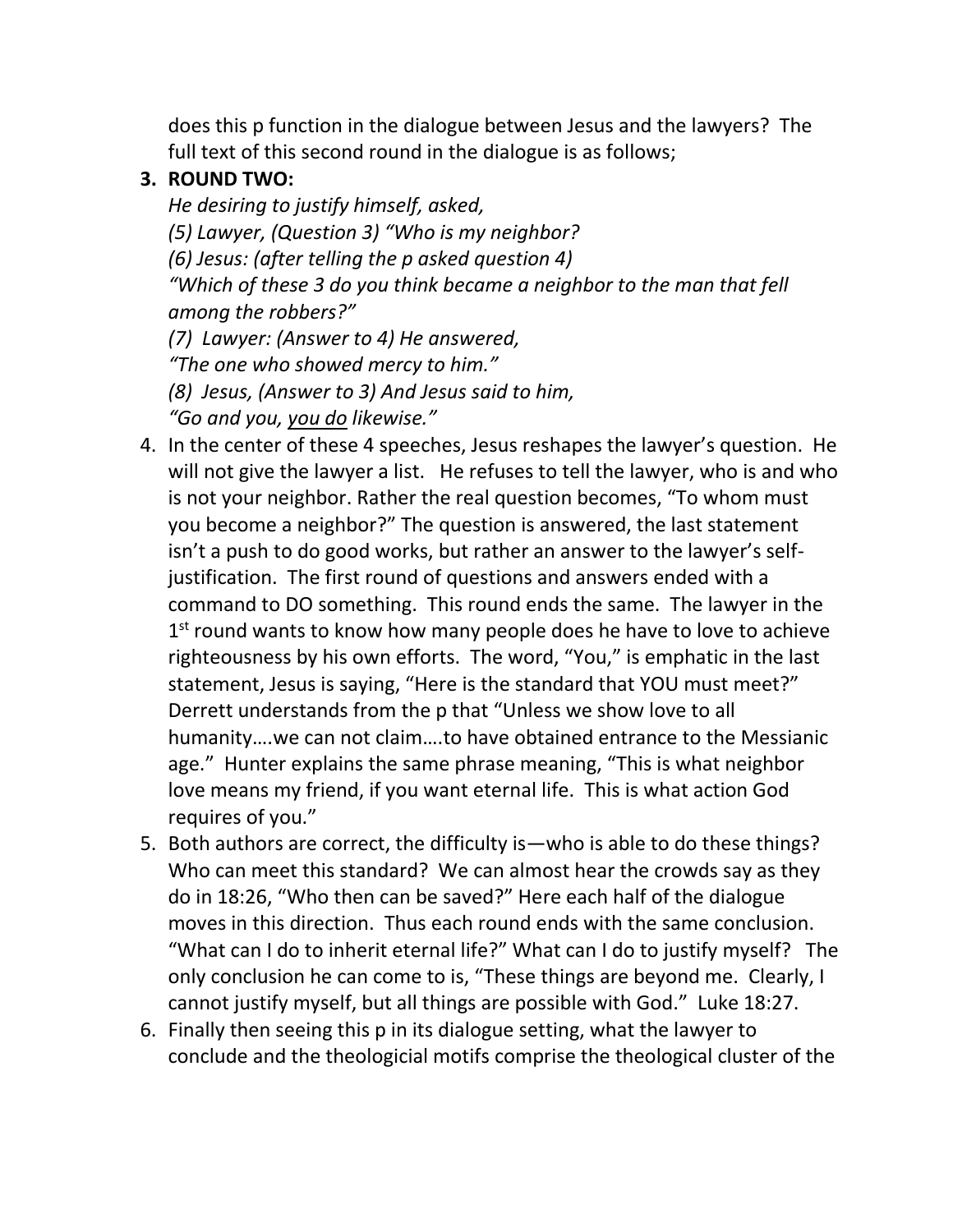does this p function in the dialogue between Jesus and the lawyers? The full text of this second round in the dialogue is as follows;

3. **ROUND TWO:**
   *He desiring to justify himself, asked,*
   *(5) Lawyer, (Question 3) "Who is my neighbor?*
   *(6) Jesus: (after telling the p asked question 4)*
   *"Which of these 3 do you think became a neighbor to the man that fell among the robbers?"*
   *(7) Lawyer: (Answer to 4) He answered,*
   *"The one who showed mercy to him."*
   *(8) Jesus, (Answer to 3) And Jesus said to him,*
   *"Go and you, <u>you do</u> likewise."*
4. In the center of these 4 speeches, Jesus reshapes the lawyer's question. He will not give the lawyer a list. He refuses to tell the lawyer, who is and who is not your neighbor. Rather the real question becomes, "To whom must you become a neighbor?" The question is answered, the last statement isn't a push to do good works, but rather an answer to the lawyer's self-justification. The first round of questions and answers ended with a command to DO something. This round ends the same. The lawyer in the 1st round wants to know how many people does he have to love to achieve righteousness by his own efforts. The word, "You," is emphatic in the last statement, Jesus is saying, "Here is the standard that YOU must meet?" Derrett understands from the p that "Unless we show love to all humanity….we can not claim….to have obtained entrance to the Messianic age." Hunter explains the same phrase meaning, "This is what neighbor love means my friend, if you want eternal life. This is what action God requires of you."
5. Both authors are correct, the difficulty is—who is able to do these things? Who can meet this standard? We can almost hear the crowds say as they do in 18:26, "Who then can be saved?" Here each half of the dialogue moves in this direction. Thus each round ends with the same conclusion. "What can I do to inherit eternal life?" What can I do to justify myself? The only conclusion he can come to is, "These things are beyond me. Clearly, I cannot justify myself, but all things are possible with God." Luke 18:27.
6. Finally then seeing this p in its dialogue setting, what the lawyer to conclude and the theologicial motifs comprise the theological cluster of the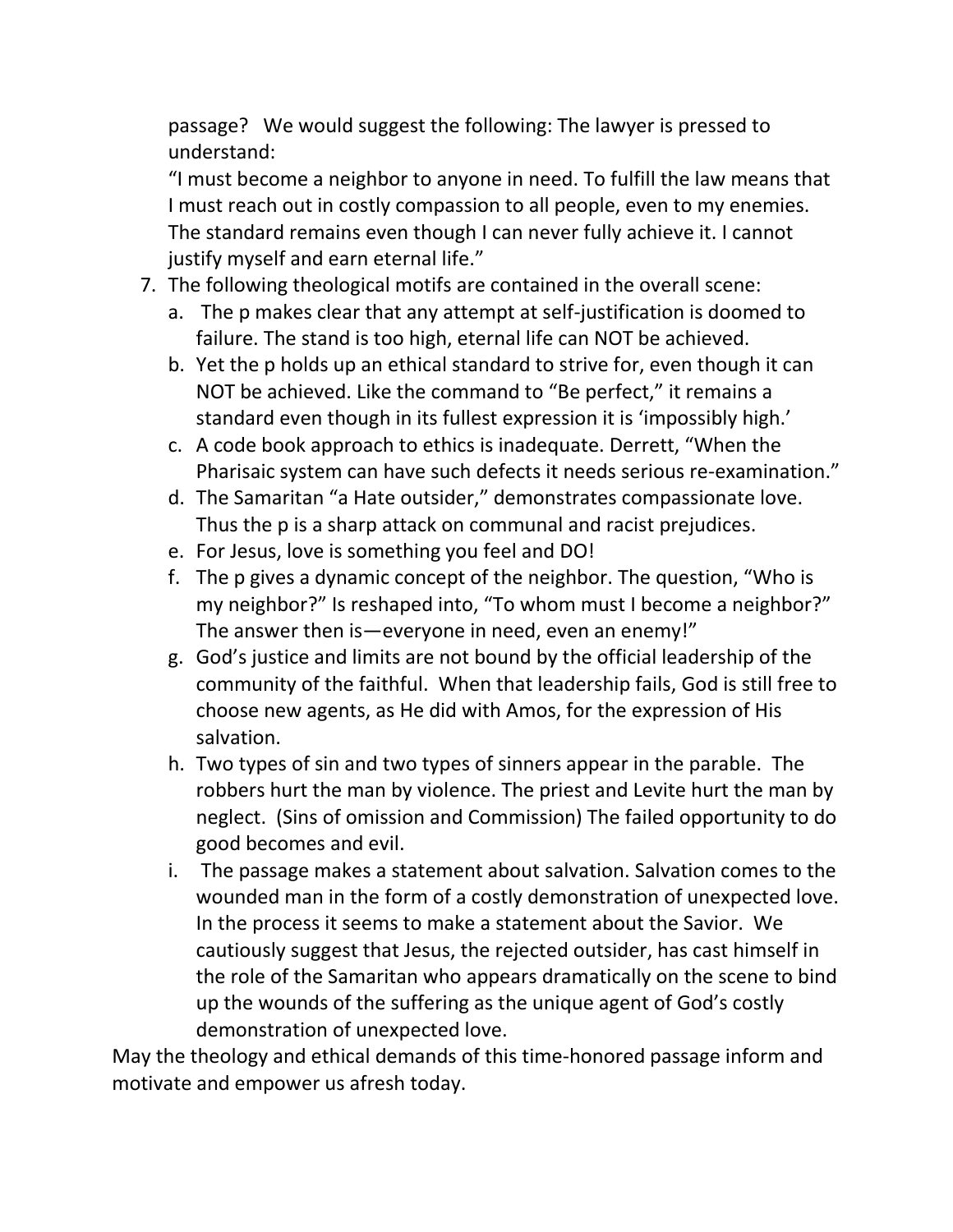passage? We would suggest the following: The lawyer is pressed to understand:

"I must become a neighbor to anyone in need. To fulfill the law means that I must reach out in costly compassion to all people, even to my enemies. The standard remains even though I can never fully achieve it. I cannot justify myself and earn eternal life."

7. The following theological motifs are contained in the overall scene:
   a. The p makes clear that any attempt at self-justification is doomed to failure. The stand is too high, eternal life can NOT be achieved.
   b. Yet the p holds up an ethical standard to strive for, even though it can NOT be achieved. Like the command to "Be perfect," it remains a standard even though in its fullest expression it is 'impossibly high.'
   c. A code book approach to ethics is inadequate. Derrett, "When the Pharisaic system can have such defects it needs serious re-examination."
   d. The Samaritan "a Hate outsider," demonstrates compassionate love. Thus the p is a sharp attack on communal and racist prejudices.
   e. For Jesus, love is something you feel and DO!
   f. The p gives a dynamic concept of the neighbor. The question, "Who is my neighbor?" Is reshaped into, "To whom must I become a neighbor?" The answer then is—everyone in need, even an enemy!"
   g. God's justice and limits are not bound by the official leadership of the community of the faithful. When that leadership fails, God is still free to choose new agents, as He did with Amos, for the expression of His salvation.
   h. Two types of sin and two types of sinners appear in the parable. The robbers hurt the man by violence. The priest and Levite hurt the man by neglect. (Sins of omission and Commission) The failed opportunity to do good becomes and evil.
   i. The passage makes a statement about salvation. Salvation comes to the wounded man in the form of a costly demonstration of unexpected love. In the process it seems to make a statement about the Savior. We cautiously suggest that Jesus, the rejected outsider, has cast himself in the role of the Samaritan who appears dramatically on the scene to bind up the wounds of the suffering as the unique agent of God's costly demonstration of unexpected love.

May the theology and ethical demands of this time-honored passage inform and motivate and empower us afresh today.